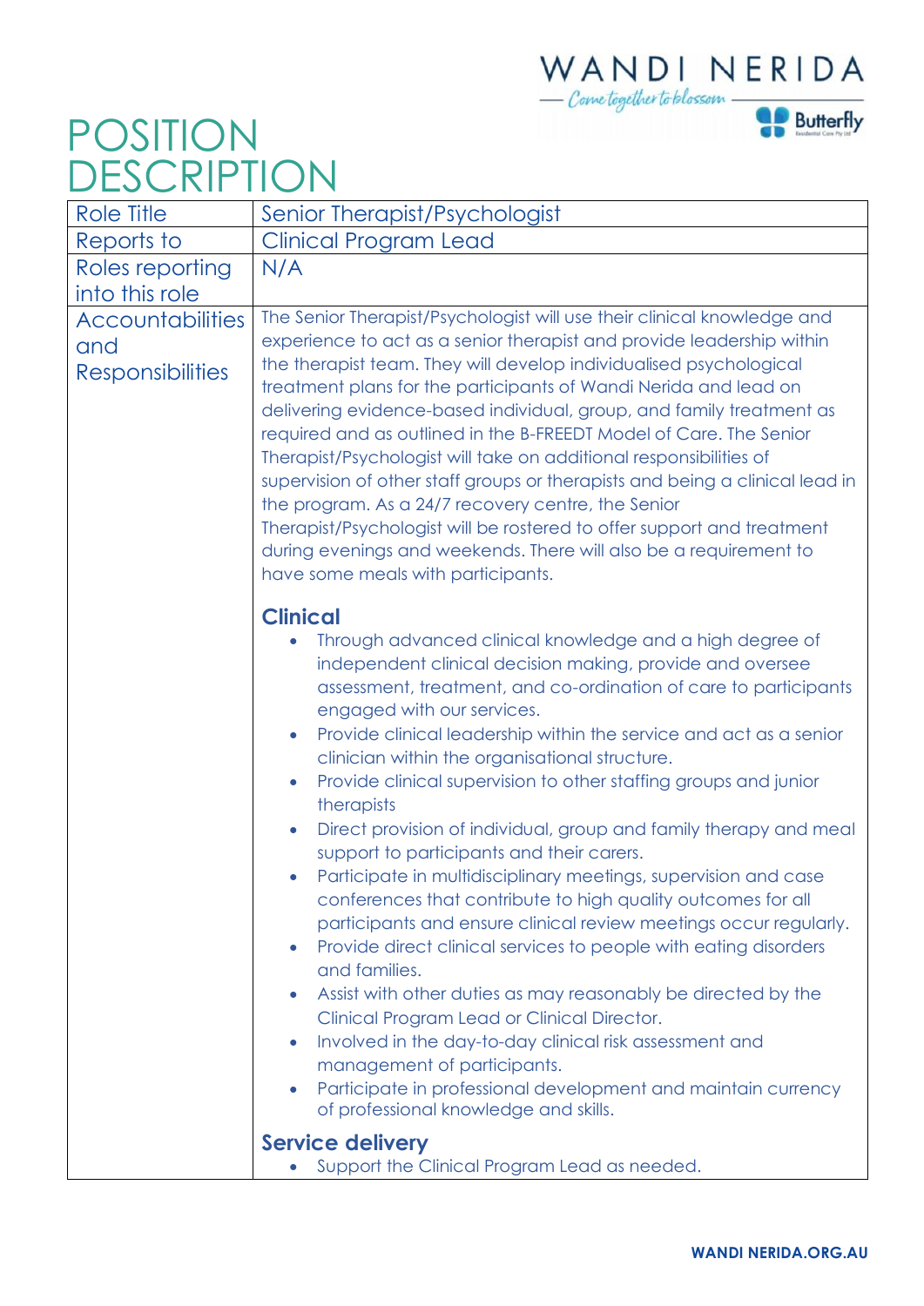# POSITION DESCRIPTION

| Role Title | Senior Therapist/Psychologist |
|---|---|
| Reports to | Clinical Program Lead |
| Roles reporting into this role | N/A |
| Accountabilities and Responsibilities | The Senior Therapist/Psychologist will use their clinical knowledge and experience to act as a senior therapist and provide leadership within the therapist team. They will develop individualised psychological treatment plans for the participants of Wandi Nerida and lead on delivering evidence-based individual, group, and family treatment as required and as outlined in the B-FREEDT Model of Care. The Senior Therapist/Psychologist will take on additional responsibilities of supervision of other staff groups or therapists and being a clinical lead in the program. As a 24/7 recovery centre, the Senior Therapist/Psychologist will be rostered to offer support and treatment during evenings and weekends. There will also be a requirement to have some meals with participants.<br><br>**Clinical**<br>• Through advanced clinical knowledge and a high degree of independent clinical decision making, provide and oversee assessment, treatment, and co-ordination of care to participants engaged with our services.<br>• Provide clinical leadership within the service and act as a senior clinician within the organisational structure.<br>• Provide clinical supervision to other staffing groups and junior therapists<br>• Direct provision of individual, group and family therapy and meal support to participants and their carers.<br>• Participate in multidisciplinary meetings, supervision and case conferences that contribute to high quality outcomes for all participants and ensure clinical review meetings occur regularly.<br>• Provide direct clinical services to people with eating disorders and families.<br>• Assist with other duties as may reasonably be directed by the Clinical Program Lead or Clinical Director.<br>• Involved in the day-to-day clinical risk assessment and management of participants.<br>• Participate in professional development and maintain currency of professional knowledge and skills.<br><br>**Service delivery**<br>• Support the Clinical Program Lead as needed. |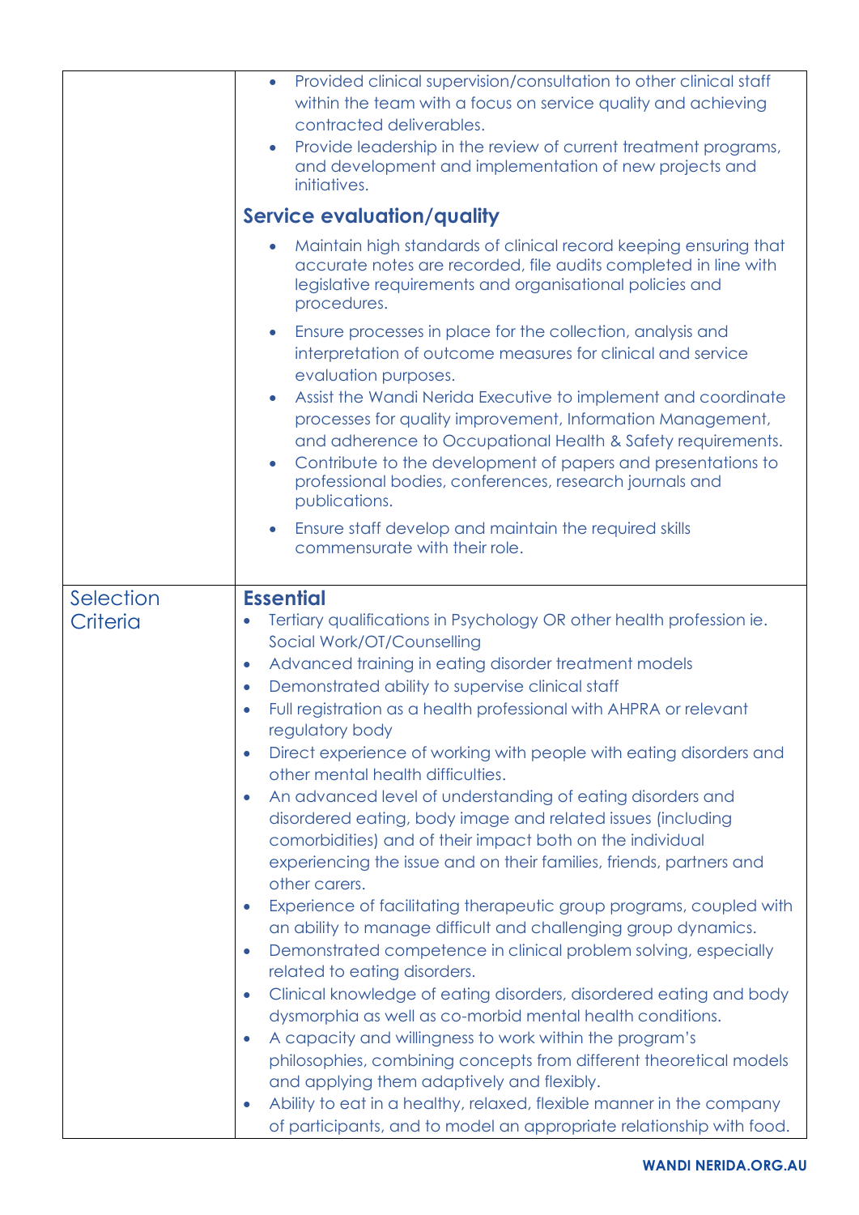| | |
|---|---|
| | • Provided clinical supervision/consultation to other clinical staff within the team with a focus on service quality and achieving contracted deliverables.<br>• Provide leadership in the review of current treatment programs, and development and implementation of new projects and initiatives.<br><br>**Service evaluation/quality**<br><br>• Maintain high standards of clinical record keeping ensuring that accurate notes are recorded, file audits completed in line with legislative requirements and organisational policies and procedures.<br>• Ensure processes in place for the collection, analysis and interpretation of outcome measures for clinical and service evaluation purposes.<br>• Assist the Wandi Nerida Executive to implement and coordinate processes for quality improvement, Information Management, and adherence to Occupational Health & Safety requirements.<br>• Contribute to the development of papers and presentations to professional bodies, conferences, research journals and publications.<br>• Ensure staff develop and maintain the required skills commensurate with their role. |
| Selection Criteria | **Essential**<br>• Tertiary qualifications in Psychology OR other health profession ie. Social Work/OT/Counselling<br>• Advanced training in eating disorder treatment models<br>• Demonstrated ability to supervise clinical staff<br>• Full registration as a health professional with AHPRA or relevant regulatory body<br>• Direct experience of working with people with eating disorders and other mental health difficulties.<br>• An advanced level of understanding of eating disorders and disordered eating, body image and related issues (including comorbidities) and of their impact both on the individual experiencing the issue and on their families, friends, partners and other carers.<br>• Experience of facilitating therapeutic group programs, coupled with an ability to manage difficult and challenging group dynamics.<br>• Demonstrated competence in clinical problem solving, especially related to eating disorders.<br>• Clinical knowledge of eating disorders, disordered eating and body dysmorphia as well as co-morbid mental health conditions.<br>• A capacity and willingness to work within the program's philosophies, combining concepts from different theoretical models and applying them adaptively and flexibly.<br>• Ability to eat in a healthy, relaxed, flexible manner in the company of participants, and to model an appropriate relationship with food. |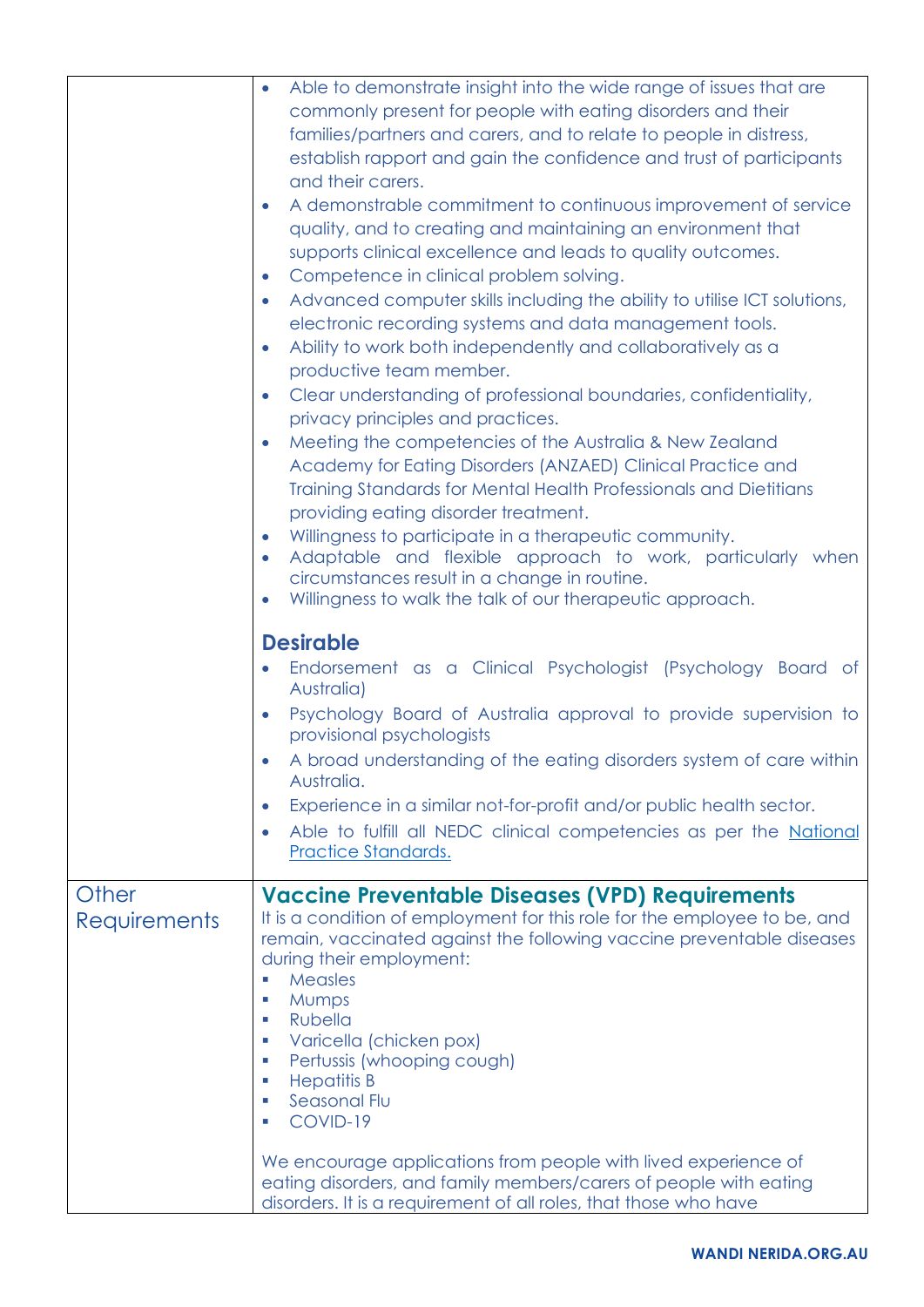| | |
|---|---|
| | - Able to demonstrate insight into the wide range of issues that are commonly present for people with eating disorders and their families/partners and carers, and to relate to people in distress, establish rapport and gain the confidence and trust of participants and their carers.<br>- A demonstrable commitment to continuous improvement of service quality, and to creating and maintaining an environment that supports clinical excellence and leads to quality outcomes.<br>- Competence in clinical problem solving.<br>- Advanced computer skills including the ability to utilise ICT solutions, electronic recording systems and data management tools.<br>- Ability to work both independently and collaboratively as a productive team member.<br>- Clear understanding of professional boundaries, confidentiality, privacy principles and practices.<br>- Meeting the competencies of the Australia & New Zealand Academy for Eating Disorders (ANZAED) Clinical Practice and Training Standards for Mental Health Professionals and Dietitians providing eating disorder treatment.<br>- Willingness to participate in a therapeutic community.<br>- Adaptable and flexible approach to work, particularly when circumstances result in a change in routine.<br>- Willingness to walk the talk of our therapeutic approach.<br><br>**Desirable**<br>- Endorsement as a Clinical Psychologist (Psychology Board of Australia)<br>- Psychology Board of Australia approval to provide supervision to provisional psychologists<br>- A broad understanding of the eating disorders system of care within Australia.<br>- Experience in a similar not-for-profit and/or public health sector.<br>- Able to fulfill all NEDC clinical competencies as per the National Practice Standards. |
| Other Requirements | **Vaccine Preventable Diseases (VPD) Requirements**<br>It is a condition of employment for this role for the employee to be, and remain, vaccinated against the following vaccine preventable diseases during their employment:<br>- Measles<br>- Mumps<br>- Rubella<br>- Varicella (chicken pox)<br>- Pertussis (whooping cough)<br>- Hepatitis B<br>- Seasonal Flu<br>- COVID-19<br><br>We encourage applications from people with lived experience of eating disorders, and family members/carers of people with eating disorders. It is a requirement of all roles, that those who have |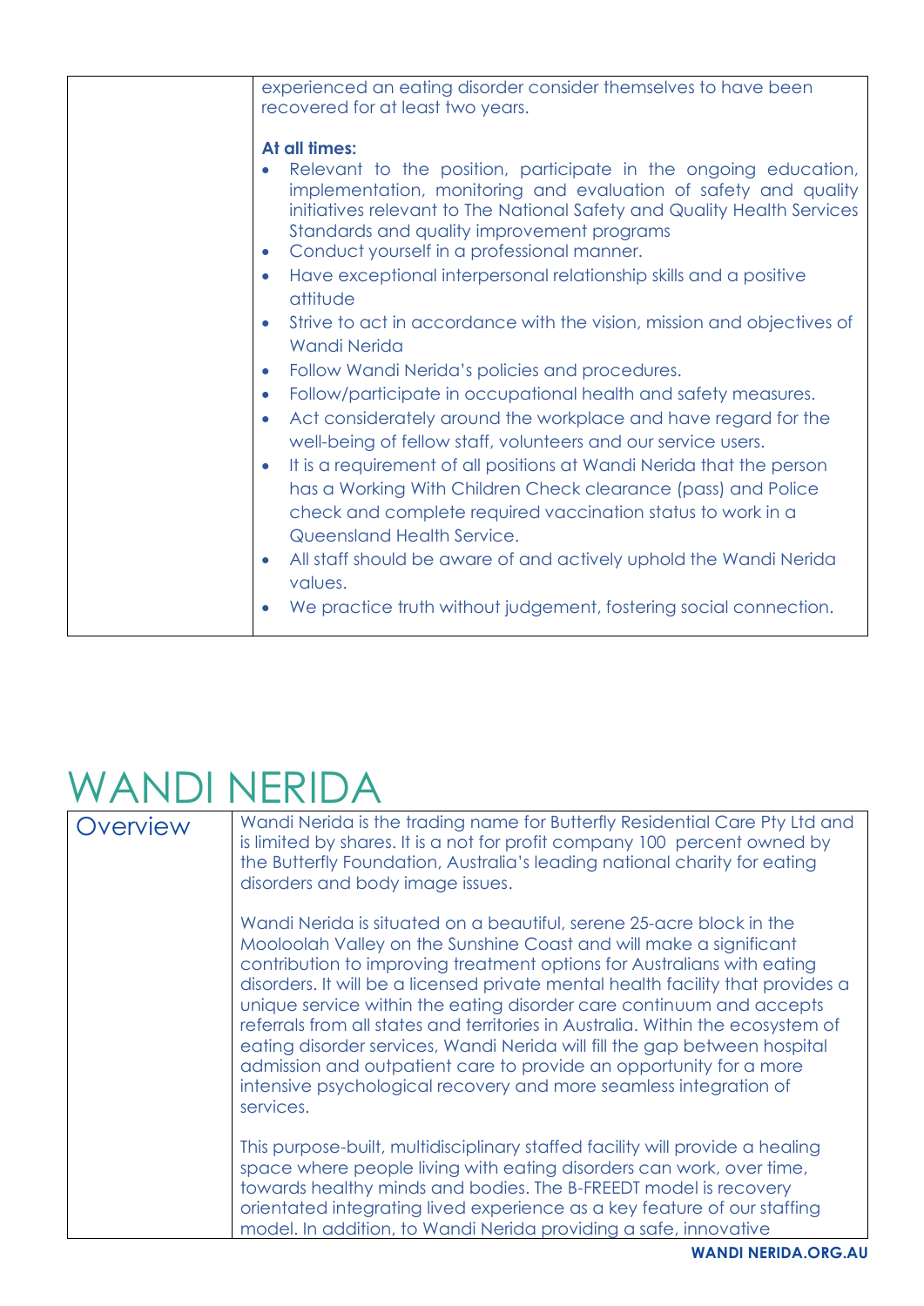| | experienced an eating disorder consider themselves to have been recovered for at least two years.<br><br>**At all times:**<br>• Relevant to the position, participate in the ongoing education, implementation, monitoring and evaluation of safety and quality initiatives relevant to The National Safety and Quality Health Services Standards and quality improvement programs<br>• Conduct yourself in a professional manner.<br>• Have exceptional interpersonal relationship skills and a positive attitude<br>• Strive to act in accordance with the vision, mission and objectives of Wandi Nerida<br>• Follow Wandi Nerida's policies and procedures.<br>• Follow/participate in occupational health and safety measures.<br>• Act considerately around the workplace and have regard for the well-being of fellow staff, volunteers and our service users.<br>• It is a requirement of all positions at Wandi Nerida that the person has a Working With Children Check clearance (pass) and Police check and complete required vaccination status to work in a Queensland Health Service.<br>• All staff should be aware of and actively uphold the Wandi Nerida values.<br>• We practice truth without judgement, fostering social connection. |
|---|---|

# WANDI NERIDA

| Overview | Wandi Nerida is the trading name for Butterfly Residential Care Pty Ltd and is limited by shares. It is a not for profit company 100 percent owned by the Butterfly Foundation, Australia's leading national charity for eating disorders and body image issues.<br><br>Wandi Nerida is situated on a beautiful, serene 25-acre block in the Mooloolah Valley on the Sunshine Coast and will make a significant contribution to improving treatment options for Australians with eating disorders. It will be a licensed private mental health facility that provides a unique service within the eating disorder care continuum and accepts referrals from all states and territories in Australia. Within the ecosystem of eating disorder services, Wandi Nerida will fill the gap between hospital admission and outpatient care to provide an opportunity for a more intensive psychological recovery and more seamless integration of services.<br><br>This purpose-built, multidisciplinary staffed facility will provide a healing space where people living with eating disorders can work, over time, towards healthy minds and bodies. The B-FREEDT model is recovery orientated integrating lived experience as a key feature of our staffing model. In addition, to Wandi Nerida providing a safe, innovative |
|---|---|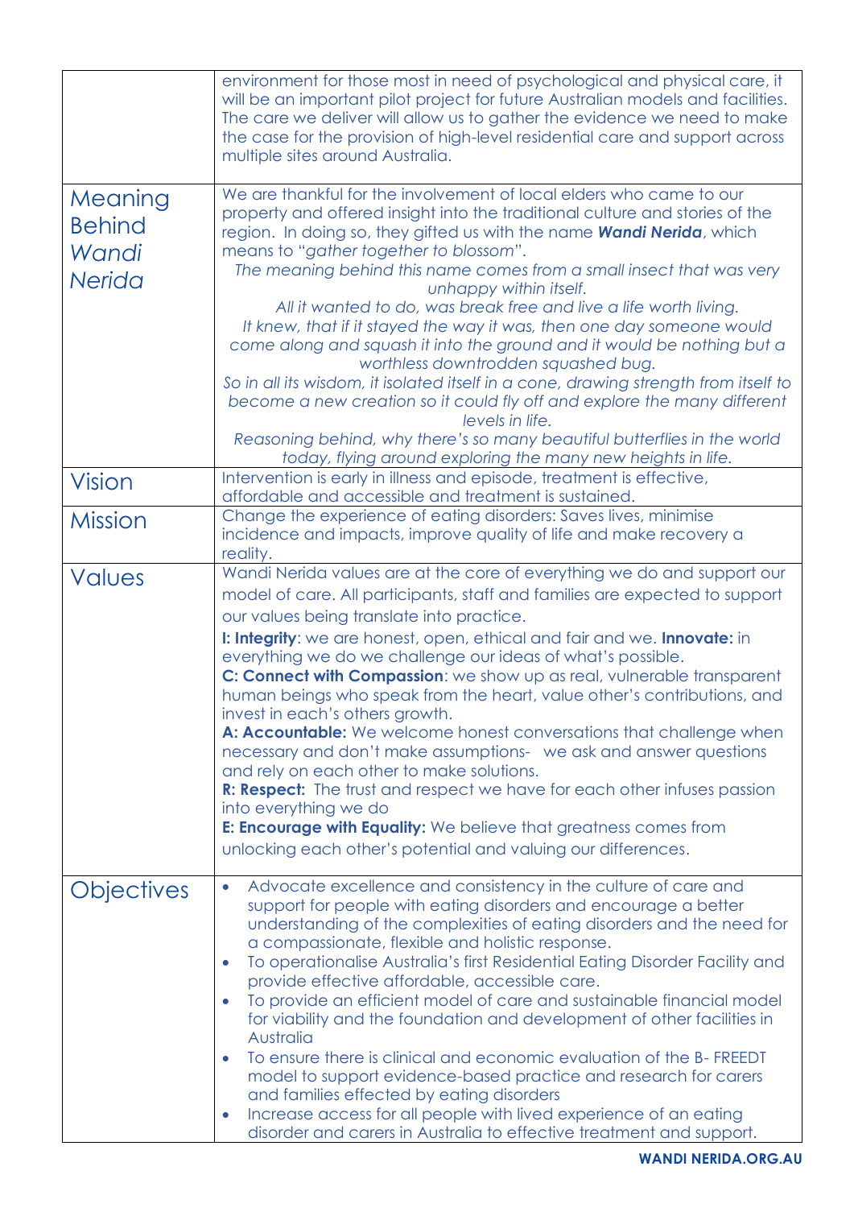| | |
|---|---|
| | environment for those most in need of psychological and physical care, it will be an important pilot project for future Australian models and facilities. The care we deliver will allow us to gather the evidence we need to make the case for the provision of high-level residential care and support across multiple sites around Australia. |
| Meaning Behind *Wandi Nerida* | We are thankful for the involvement of local elders who came to our property and offered insight into the traditional culture and stories of the region. In doing so, they gifted us with the name ***Wandi Nerida***, which means to "*gather together to blossom*".<br>*The meaning behind this name comes from a small insect that was very unhappy within itself.*<br>*All it wanted to do, was break free and live a life worth living.*<br>*It knew, that if it stayed the way it was, then one day someone would come along and squash it into the ground and it would be nothing but a worthless downtrodden squashed bug.*<br>*So in all its wisdom, it isolated itself in a cone, drawing strength from itself to become a new creation so it could fly off and explore the many different levels in life.*<br>*Reasoning behind, why there's so many beautiful butterflies in the world today, flying around exploring the many new heights in life.* |
| Vision | Intervention is early in illness and episode, treatment is effective, affordable and accessible and treatment is sustained. |
| Mission | Change the experience of eating disorders: Saves lives, minimise incidence and impacts, improve quality of life and make recovery a reality. |
| Values | Wandi Nerida values are at the core of everything we do and support our model of care. All participants, staff and families are expected to support our values being translate into practice.<br>**I: Integrity**: we are honest, open, ethical and fair and we. **Innovate:** in everything we do we challenge our ideas of what's possible.<br>**C: Connect with Compassion**: we show up as real, vulnerable transparent human beings who speak from the heart, value other's contributions, and invest in each's others growth.<br>**A: Accountable:** We welcome honest conversations that challenge when necessary and don't make assumptions- we ask and answer questions and rely on each other to make solutions.<br>**R: Respect:** The trust and respect we have for each other infuses passion into everything we do<br>**E: Encourage with Equality:** We believe that greatness comes from unlocking each other's potential and valuing our differences. |
| Objectives | • Advocate excellence and consistency in the culture of care and support for people with eating disorders and encourage a better understanding of the complexities of eating disorders and the need for a compassionate, flexible and holistic response.<br>• To operationalise Australia's first Residential Eating Disorder Facility and provide effective affordable, accessible care.<br>• To provide an efficient model of care and sustainable financial model for viability and the foundation and development of other facilities in Australia<br>• To ensure there is clinical and economic evaluation of the B- FREEDT model to support evidence-based practice and research for carers and families effected by eating disorders<br>• Increase access for all people with lived experience of an eating disorder and carers in Australia to effective treatment and support. |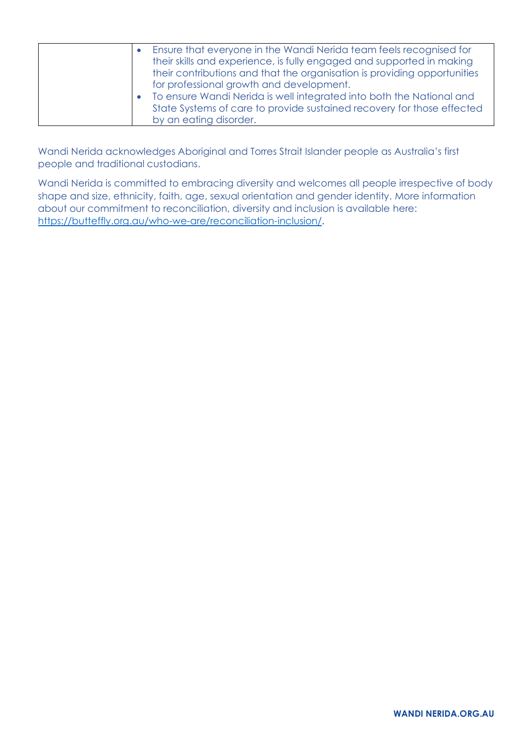| | |
|---|---|
| | • Ensure that everyone in the Wandi Nerida team feels recognised for their skills and experience, is fully engaged and supported in making their contributions and that the organisation is providing opportunities for professional growth and development.<br>• To ensure Wandi Nerida is well integrated into both the National and State Systems of care to provide sustained recovery for those effected by an eating disorder. |

Wandi Nerida acknowledges Aboriginal and Torres Strait Islander people as Australia's first people and traditional custodians.

Wandi Nerida is committed to embracing diversity and welcomes all people irrespective of body shape and size, ethnicity, faith, age, sexual orientation and gender identity. More information about our commitment to reconciliation, diversity and inclusion is available here: [https://butteffly.org.au/who-we-are/reconciliation-inclusion/](https://butteffly.org.au/who-we-are/reconciliation-inclusion/).